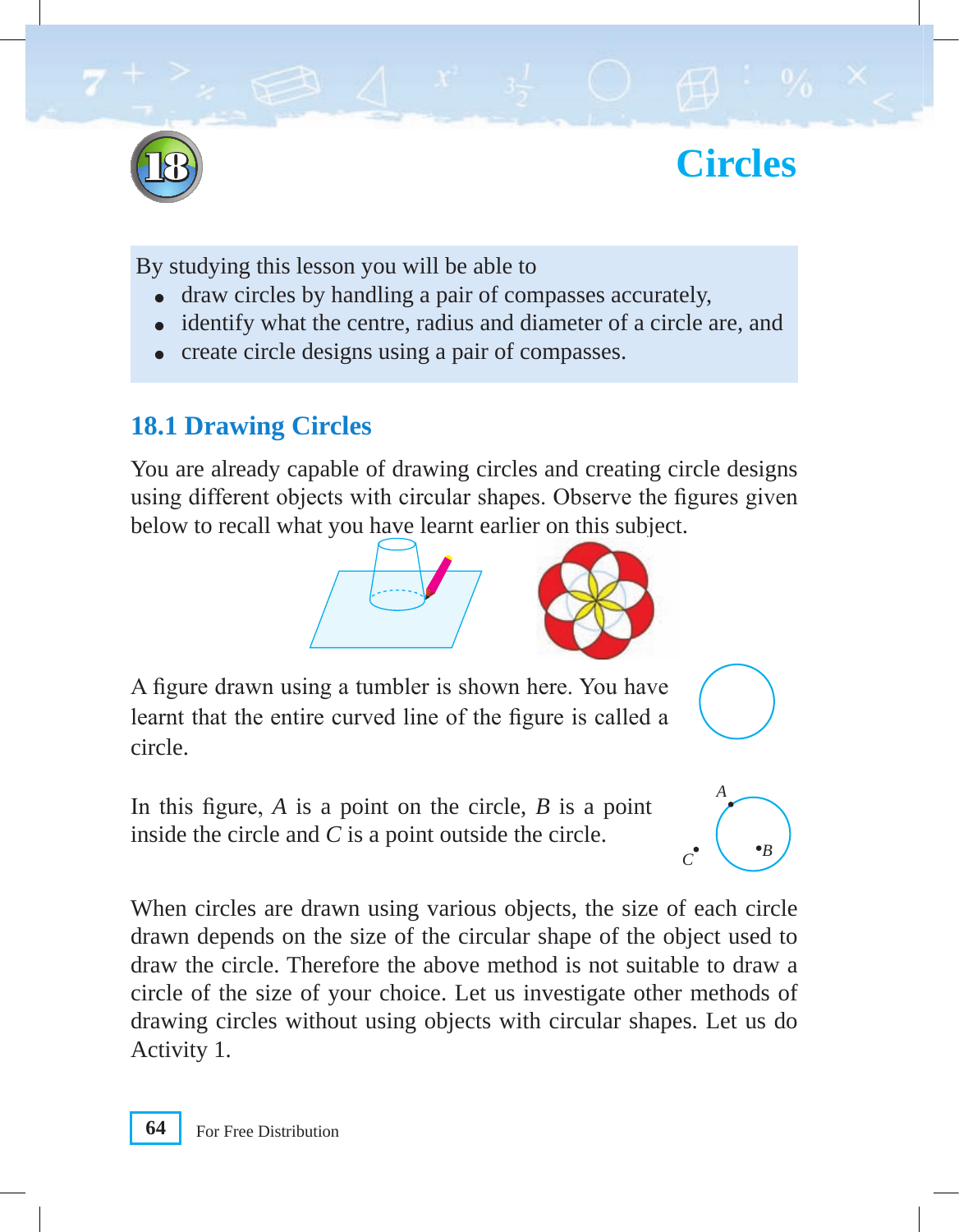# 18 Circles

By studying this lesson you will be able to

- draw circles by handling a pair of compasses accurately,
- identify what the centre, radius and diameter of a circle are, and
- create circle designs using a pair of compasses.

## 18.1 Drawing Circles

You are already capable of drawing circles and creating circle designs using different objects with circular shapes. Observe the figures given below to recall what you have learnt earlier on this subject.

A figure drawn using a tumbler is shown here. You have learnt that the entire curved line of the figure is called a circle.

In this figure, $A$ is a point on the circle, $B$ is a point inside the circle and $C$ is a point outside the circle.

When circles are drawn using various objects, the size of each circle drawn depends on the size of the circular shape of the object used to draw the circle. Therefore the above method is not suitable to draw a circle of the size of your choice. Let us investigate other methods of drawing circles without using objects with circular shapes. Let us do Activity 1.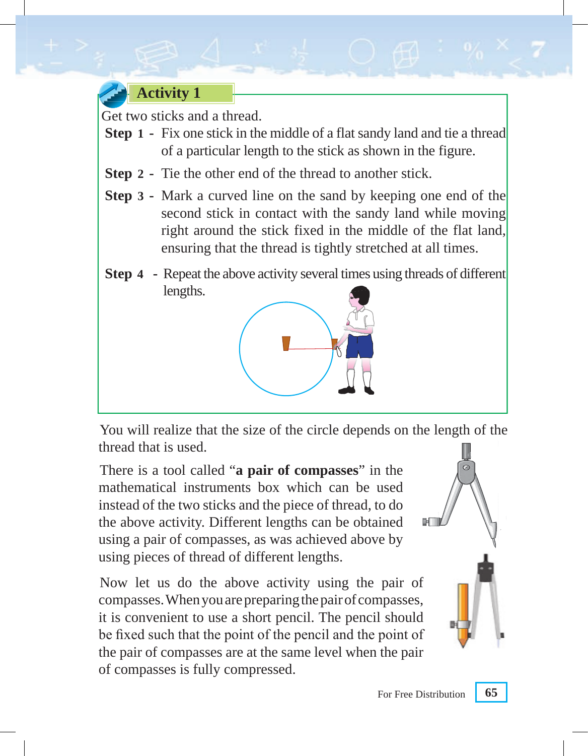## Activity 1

Get two sticks and a thread.

**Step 1 -** Fix one stick in the middle of a flat sandy land and tie a thread of a particular length to the stick as shown in the figure.

**Step 2 -** Tie the other end of the thread to another stick.

**Step 3 -** Mark a curved line on the sand by keeping one end of the second stick in contact with the sandy land while moving right around the stick fixed in the middle of the flat land, ensuring that the thread is tightly stretched at all times.

**Step 4 -** Repeat the above activity several times using threads of different lengths.

You will realize that the size of the circle depends on the length of the thread that is used.

There is a tool called "**a pair of compasses**" in the mathematical instruments box which can be used instead of the two sticks and the piece of thread, to do the above activity. Different lengths can be obtained using a pair of compasses, as was achieved above by using pieces of thread of different lengths.

Now let us do the above activity using the pair of compasses. When you are preparing the pair of compasses, it is convenient to use a short pencil. The pencil should be fixed such that the point of the pencil and the point of the pair of compasses are at the same level when the pair of compasses is fully compressed.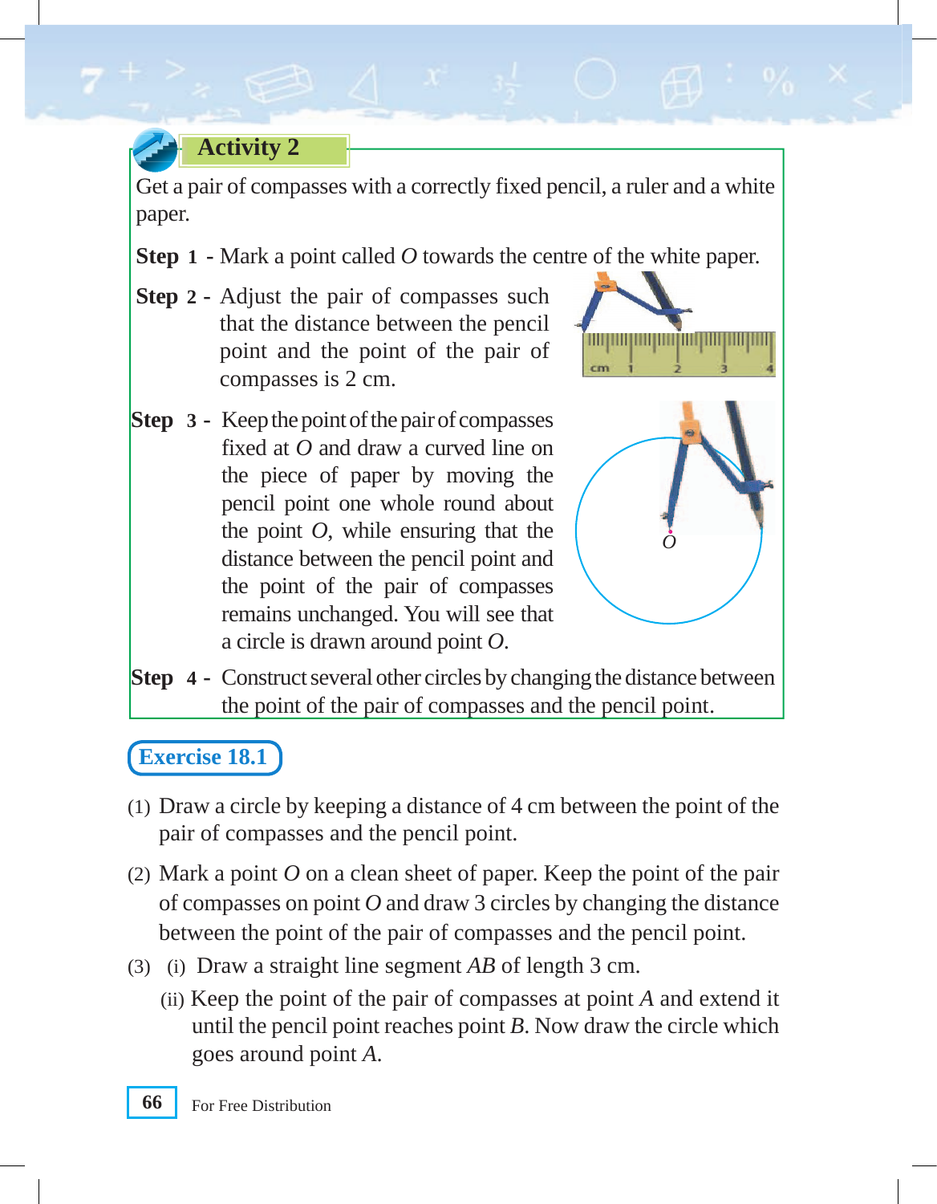## Activity 2

Get a pair of compasses with a correctly fixed pencil, a ruler and a white paper.

**Step 1 -** Mark a point called $O$ towards the centre of the white paper.

**Step 2 -** Adjust the pair of compasses such that the distance between the pencil point and the point of the pair of compasses is 2 cm.

**Step 3 -** Keep the point of the pair of compasses fixed at $O$ and draw a curved line on the piece of paper by moving the pencil point one whole round about the point $O$, while ensuring that the distance between the pencil point and the point of the pair of compasses remains unchanged. You will see that a circle is drawn around point $O$.

**Step 4 -** Construct several other circles by changing the distance between the point of the pair of compasses and the pencil point.

## Exercise 18.1

(1) Draw a circle by keeping a distance of 4 cm between the point of the pair of compasses and the pencil point.

(2) Mark a point $O$ on a clean sheet of paper. Keep the point of the pair of compasses on point $O$ and draw 3 circles by changing the distance between the point of the pair of compasses and the pencil point.

(3) (i) Draw a straight line segment $AB$ of length 3 cm.

(ii) Keep the point of the pair of compasses at point $A$ and extend it until the pencil point reaches point $B$. Now draw the circle which goes around point $A$.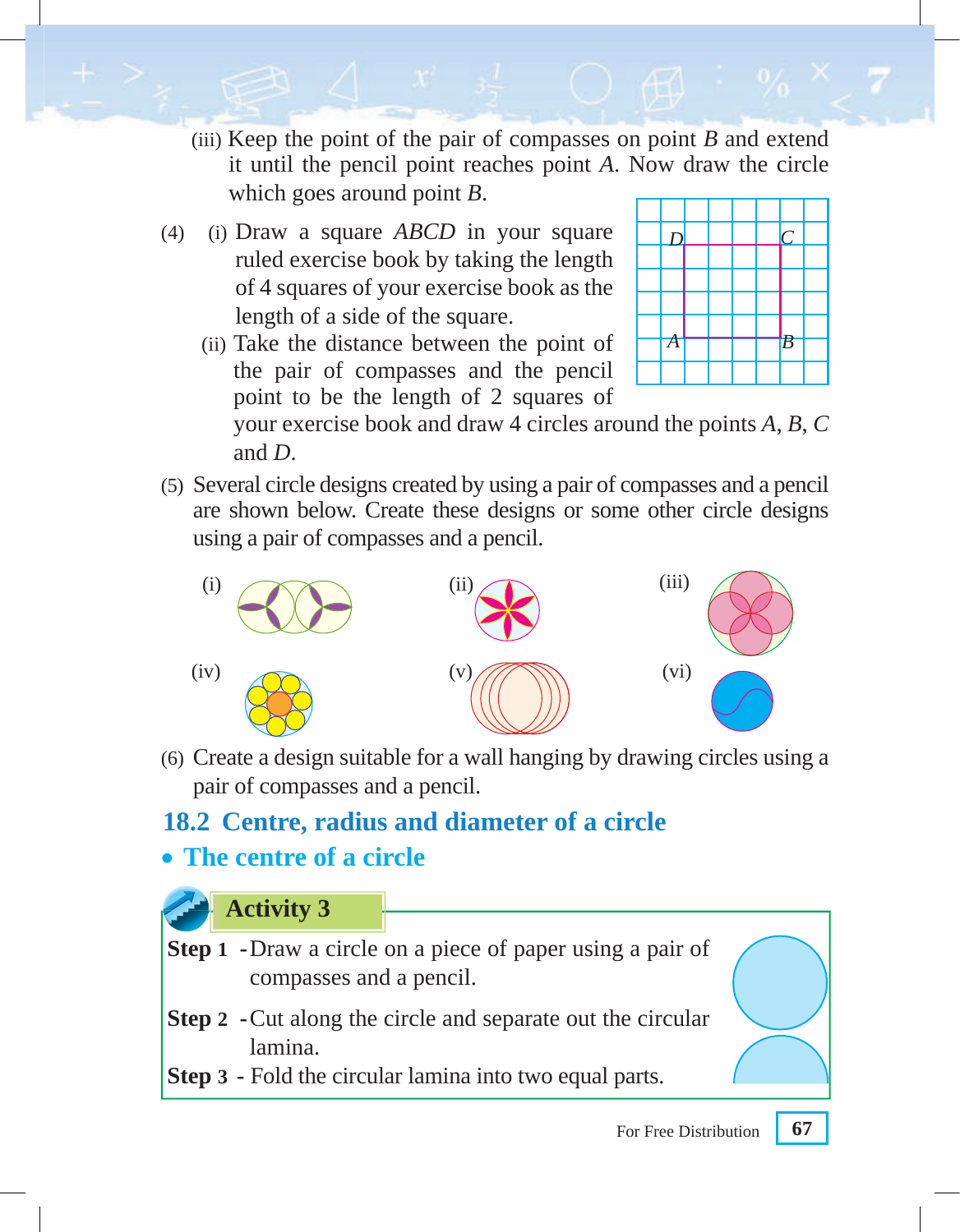(iii) Keep the point of the pair of compasses on point $B$ and extend it until the pencil point reaches point $A$. Now draw the circle which goes around point $B$.

(4) (i) Draw a square $ABCD$ in your square ruled exercise book by taking the length of 4 squares of your exercise book as the length of a side of the square.

(ii) Take the distance between the point of the pair of compasses and the pencil point to be the length of 2 squares of your exercise book and draw 4 circles around the points $A$, $B$, $C$ and $D$.

(5) Several circle designs created by using a pair of compasses and a pencil are shown below. Create these designs or some other circle designs using a pair of compasses and a pencil.

(i) (ii) (iii)

(iv) (v) (vi)

(6) Create a design suitable for a wall hanging by drawing circles using a pair of compasses and a pencil.

## 18.2 Centre, radius and diameter of a circle

### • The centre of a circle

**Activity 3**

**Step 1** - Draw a circle on a piece of paper using a pair of compasses and a pencil.

**Step 2** - Cut along the circle and separate out the circular lamina.

**Step 3** - Fold the circular lamina into two equal parts.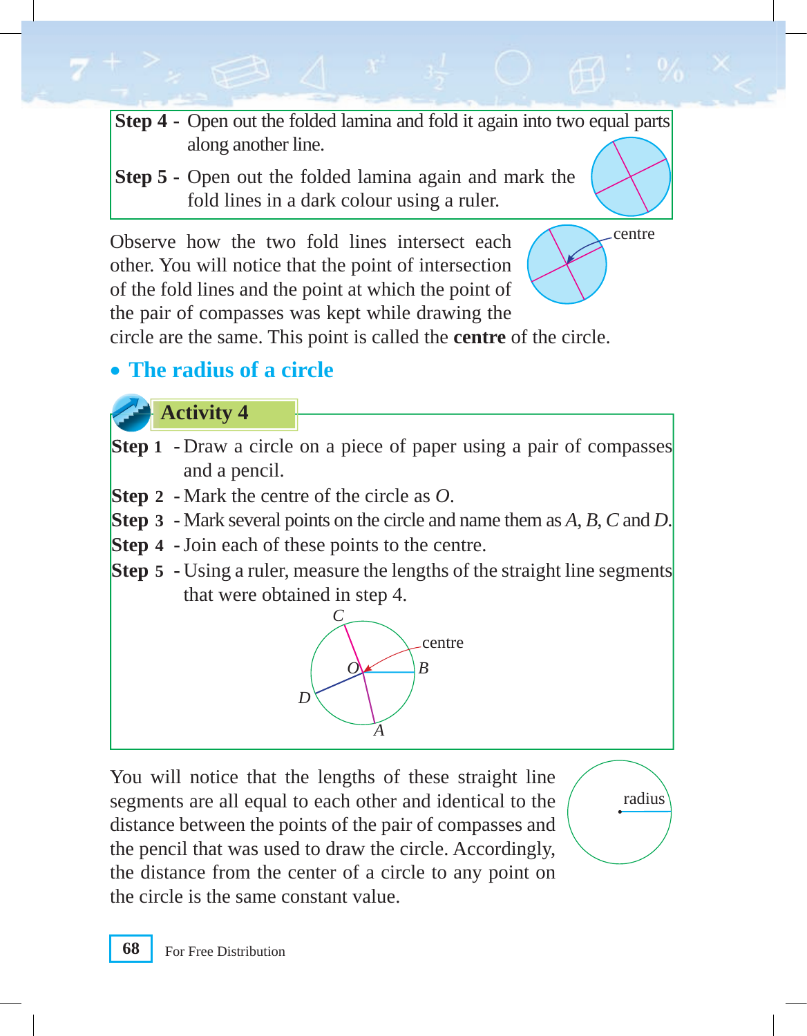**Step 4 -** Open out the folded lamina and fold it again into two equal parts along another line.

**Step 5 -** Open out the folded lamina again and mark the fold lines in a dark colour using a ruler.

Observe how the two fold lines intersect each other. You will notice that the point of intersection of the fold lines and the point at which the point of the pair of compasses was kept while drawing the circle are the same. This point is called the **centre** of the circle.

## • The radius of a circle

### Activity 4

**Step 1** - Draw a circle on a piece of paper using a pair of compasses and a pencil.

**Step 2** - Mark the centre of the circle as $O$.

**Step 3** - Mark several points on the circle and name them as $A$, $B$, $C$ and $D$.

**Step 4** - Join each of these points to the centre.

**Step 5** - Using a ruler, measure the lengths of the straight line segments that were obtained in step 4.

You will notice that the lengths of these straight line segments are all equal to each other and identical to the distance between the points of the pair of compasses and the pencil that was used to draw the circle. Accordingly, the distance from the center of a circle to any point on the circle is the same constant value.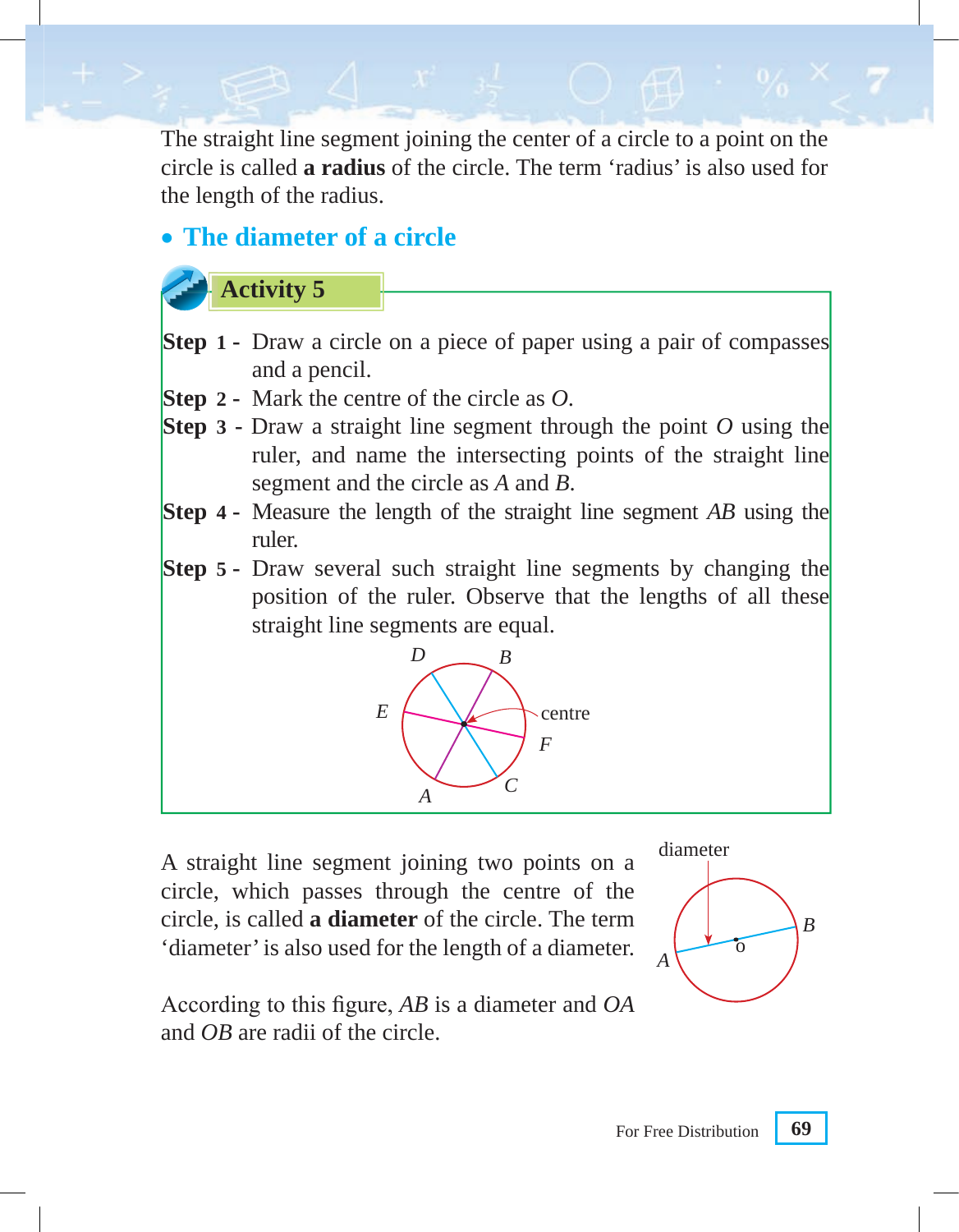The straight line segment joining the center of a circle to a point on the circle is called **a radius** of the circle. The term 'radius' is also used for the length of the radius.

## • The diameter of a circle

### Activity 5

**Step 1 -** Draw a circle on a piece of paper using a pair of compasses and a pencil.

**Step 2 -** Mark the centre of the circle as *O*.

**Step 3 -** Draw a straight line segment through the point *O* using the ruler, and name the intersecting points of the straight line segment and the circle as *A* and *B*.

**Step 4 -** Measure the length of the straight line segment *AB* using the ruler.

**Step 5 -** Draw several such straight line segments by changing the position of the ruler. Observe that the lengths of all these straight line segments are equal.

A straight line segment joining two points on a circle, which passes through the centre of the circle, is called **a diameter** of the circle. The term 'diameter' is also used for the length of a diameter.

According to this figure, *AB* is a diameter and *OA* and *OB* are radii of the circle.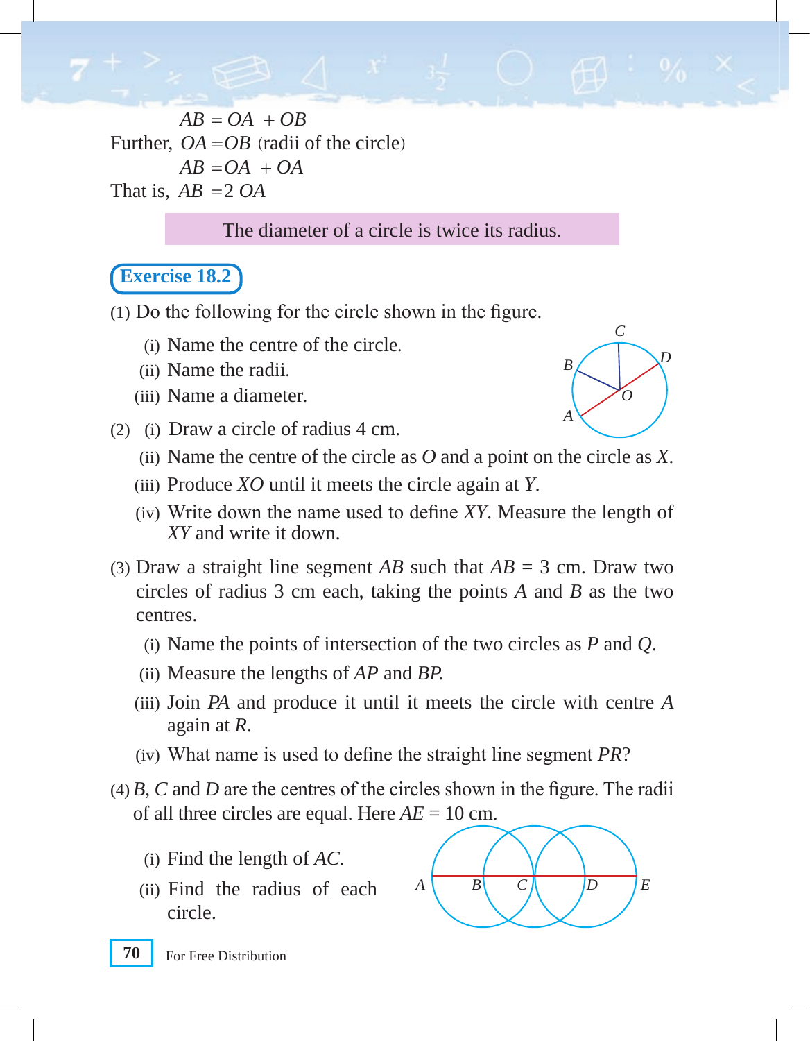$AB = OA + OB$

Further, $OA = OB$ (radii of the circle)

$AB = OA + OA$

That is, $AB = 2\,OA$

The diameter of a circle is twice its radius.

## Exercise 18.2

(1) Do the following for the circle shown in the figure.

(i) Name the centre of the circle.

(ii) Name the radii.

(iii) Name a diameter.

(2) (i) Draw a circle of radius 4 cm.

(ii) Name the centre of the circle as $O$ and a point on the circle as $X$.

(iii) Produce $XO$ until it meets the circle again at $Y$.

(iv) Write down the name used to define $XY$. Measure the length of $XY$ and write it down.

(3) Draw a straight line segment $AB$ such that $AB$ = 3 cm. Draw two circles of radius 3 cm each, taking the points $A$ and $B$ as the two centres.

(i) Name the points of intersection of the two circles as $P$ and $Q$.

(ii) Measure the lengths of $AP$ and $BP$.

(iii) Join $PA$ and produce it until it meets the circle with centre $A$ again at $R$.

(iv) What name is used to define the straight line segment $PR$?

(4) $B$, $C$ and $D$ are the centres of the circles shown in the figure. The radii of all three circles are equal. Here $AE$ = 10 cm.

(i) Find the length of $AC$.

(ii) Find the radius of each circle.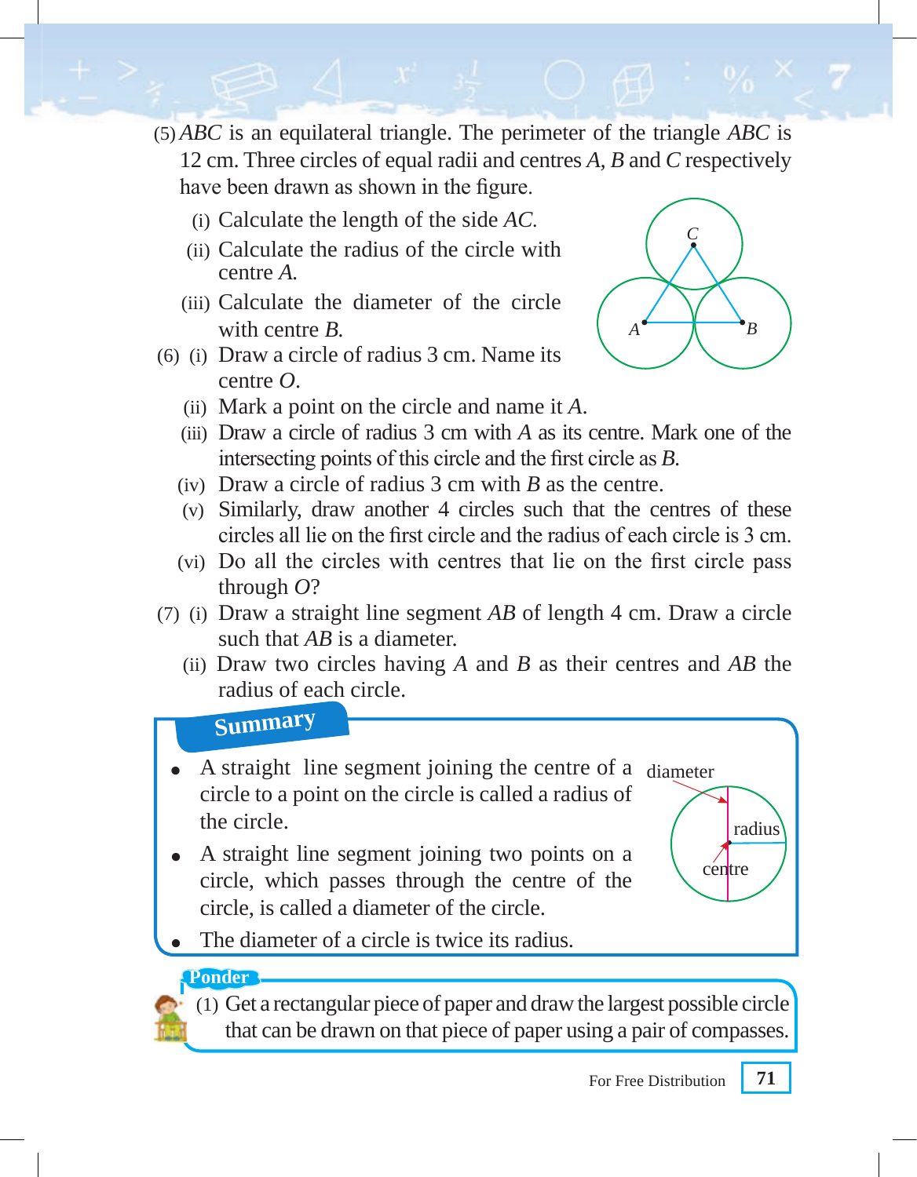(5) *ABC* is an equilateral triangle. The perimeter of the triangle *ABC* is 12 cm. Three circles of equal radii and centres *A*, *B* and *C* respectively have been drawn as shown in the figure.

   (i) Calculate the length of the side *AC*.

   (ii) Calculate the radius of the circle with centre *A*.

   (iii) Calculate the diameter of the circle with centre *B*.

(6) (i) Draw a circle of radius 3 cm. Name its centre *O*.

   (ii) Mark a point on the circle and name it *A*.

   (iii) Draw a circle of radius 3 cm with *A* as its centre. Mark one of the intersecting points of this circle and the first circle as *B*.

   (iv) Draw a circle of radius 3 cm with *B* as the centre.

   (v) Similarly, draw another 4 circles such that the centres of these circles all lie on the first circle and the radius of each circle is 3 cm.

   (vi) Do all the circles with centres that lie on the first circle pass through *O*?

(7) (i) Draw a straight line segment *AB* of length 4 cm. Draw a circle such that *AB* is a diameter.

   (ii) Draw two circles having *A* and *B* as their centres and *AB* the radius of each circle.

## Summary

- A straight line segment joining the centre of a circle to a point on the circle is called a radius of the circle.
- A straight line segment joining two points on a circle, which passes through the centre of the circle, is called a diameter of the circle.
- The diameter of a circle is twice its radius.

diameter

radius

centre

## Ponder

(1) Get a rectangular piece of paper and draw the largest possible circle that can be drawn on that piece of paper using a pair of compasses.